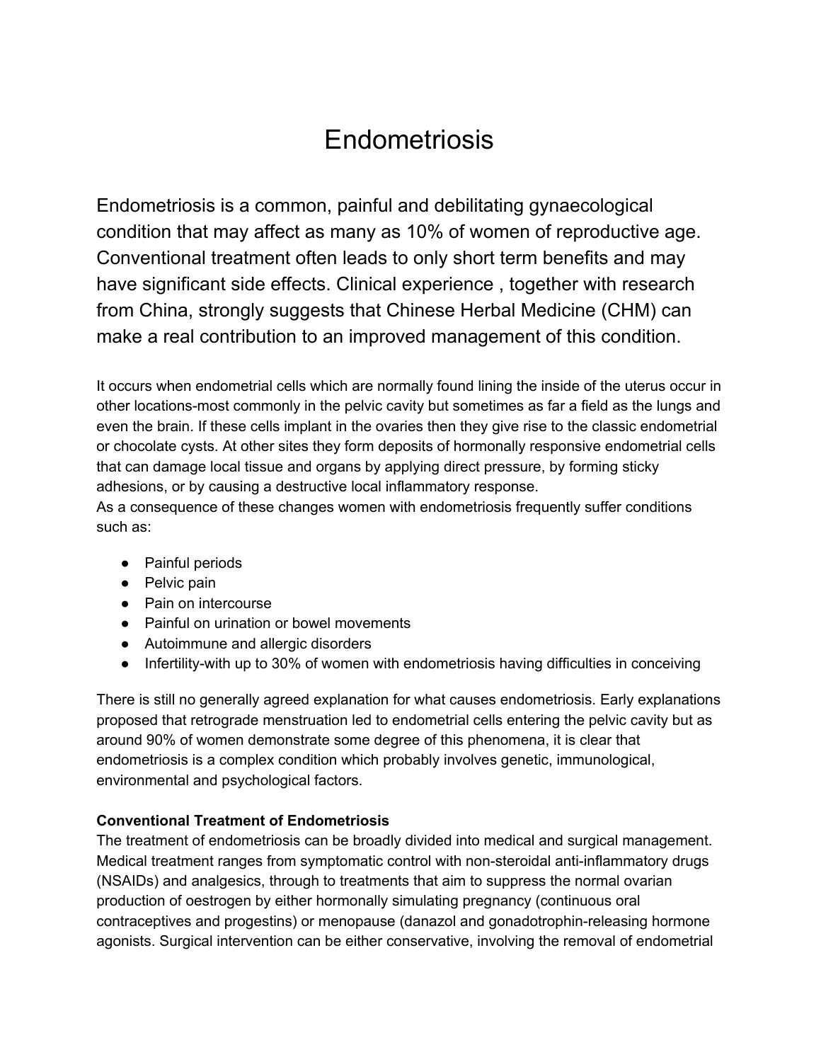# Endometriosis

Endometriosis is a common, painful and debilitating gynaecological condition that may affect as many as 10% of women of reproductive age. Conventional treatment often leads to only short term benefits and may have significant side effects. Clinical experience , together with research from China, strongly suggests that Chinese Herbal Medicine (CHM) can make a real contribution to an improved management of this condition.

It occurs when endometrial cells which are normally found lining the inside of the uterus occur in other locations-most commonly in the pelvic cavity but sometimes as far a field as the lungs and even the brain. If these cells implant in the ovaries then they give rise to the classic endometrial or chocolate cysts. At other sites they form deposits of hormonally responsive endometrial cells that can damage local tissue and organs by applying direct pressure, by forming sticky adhesions, or by causing a destructive local inflammatory response.
As a consequence of these changes women with endometriosis frequently suffer conditions such as:

- Painful periods
- Pelvic pain
- Pain on intercourse
- Painful on urination or bowel movements
- Autoimmune and allergic disorders
- Infertility-with up to 30% of women with endometriosis having difficulties in conceiving

There is still no generally agreed explanation for what causes endometriosis. Early explanations proposed that retrograde menstruation led to endometrial cells entering the pelvic cavity but as around 90% of women demonstrate some degree of this phenomena, it is clear that endometriosis is a complex condition which probably involves genetic, immunological, environmental and psychological factors.

**Conventional Treatment of Endometriosis**
The treatment of endometriosis can be broadly divided into medical and surgical management. Medical treatment ranges from symptomatic control with non-steroidal anti-inflammatory drugs (NSAIDs) and analgesics, through to treatments that aim to suppress the normal ovarian production of oestrogen by either hormonally simulating pregnancy (continuous oral contraceptives and progestins) or menopause (danazol and gonadotrophin-releasing hormone agonists. Surgical intervention can be either conservative, involving the removal of endometrial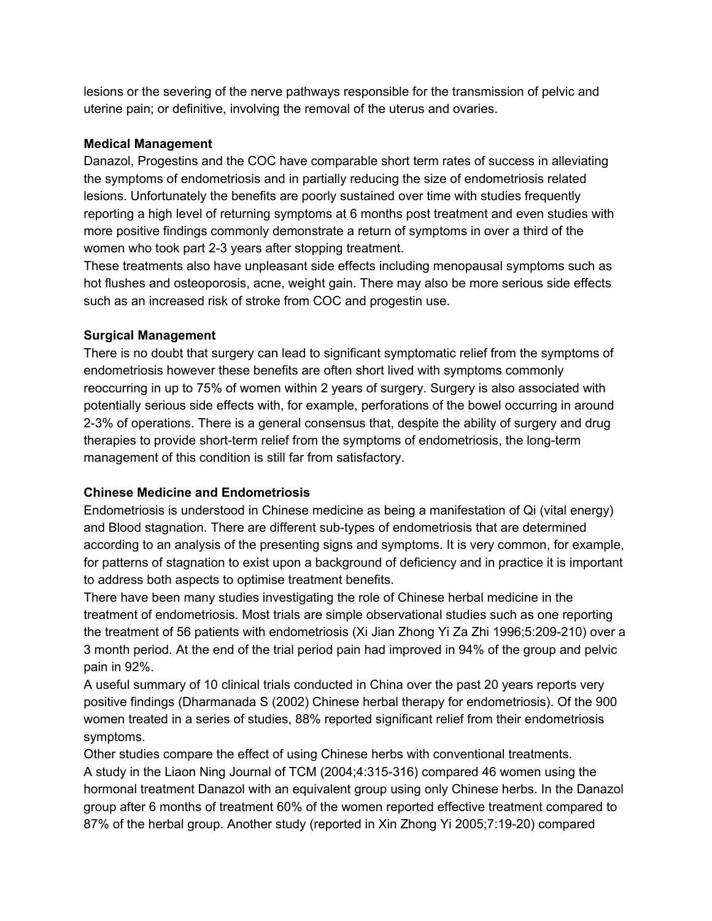lesions or the severing of the nerve pathways responsible for the transmission of pelvic and uterine pain; or definitive, involving the removal of the uterus and ovaries.

**Medical Management**

Danazol, Progestins and the COC have comparable short term rates of success in alleviating the symptoms of endometriosis and in partially reducing the size of endometriosis related lesions. Unfortunately the benefits are poorly sustained over time with studies frequently reporting a high level of returning symptoms at 6 months post treatment and even studies with more positive findings commonly demonstrate a return of symptoms in over a third of the women who took part 2-3 years after stopping treatment.

These treatments also have unpleasant side effects including menopausal symptoms such as hot flushes and osteoporosis, acne, weight gain. There may also be more serious side effects such as an increased risk of stroke from COC and progestin use.

**Surgical Management**

There is no doubt that surgery can lead to significant symptomatic relief from the symptoms of endometriosis however these benefits are often short lived with symptoms commonly reoccurring in up to 75% of women within 2 years of surgery. Surgery is also associated with potentially serious side effects with, for example, perforations of the bowel occurring in around 2-3% of operations. There is a general consensus that, despite the ability of surgery and drug therapies to provide short-term relief from the symptoms of endometriosis, the long-term management of this condition is still far from satisfactory.

**Chinese Medicine and Endometriosis**

Endometriosis is understood in Chinese medicine as being a manifestation of Qi (vital energy) and Blood stagnation. There are different sub-types of endometriosis that are determined according to an analysis of the presenting signs and symptoms. It is very common, for example, for patterns of stagnation to exist upon a background of deficiency and in practice it is important to address both aspects to optimise treatment benefits.

There have been many studies investigating the role of Chinese herbal medicine in the treatment of endometriosis. Most trials are simple observational studies such as one reporting the treatment of 56 patients with endometriosis (Xi Jian Zhong Yi Za Zhi 1996;5:209-210) over a 3 month period. At the end of the trial period pain had improved in 94% of the group and pelvic pain in 92%.

A useful summary of 10 clinical trials conducted in China over the past 20 years reports very positive findings (Dharmanada S (2002) Chinese herbal therapy for endometriosis). Of the 900 women treated in a series of studies, 88% reported significant relief from their endometriosis symptoms.

Other studies compare the effect of using Chinese herbs with conventional treatments.

A study in the Liaon Ning Journal of TCM (2004;4:315-316) compared 46 women using the hormonal treatment Danazol with an equivalent group using only Chinese herbs. In the Danazol group after 6 months of treatment 60% of the women reported effective treatment compared to 87% of the herbal group. Another study (reported in Xin Zhong Yi 2005;7:19-20) compared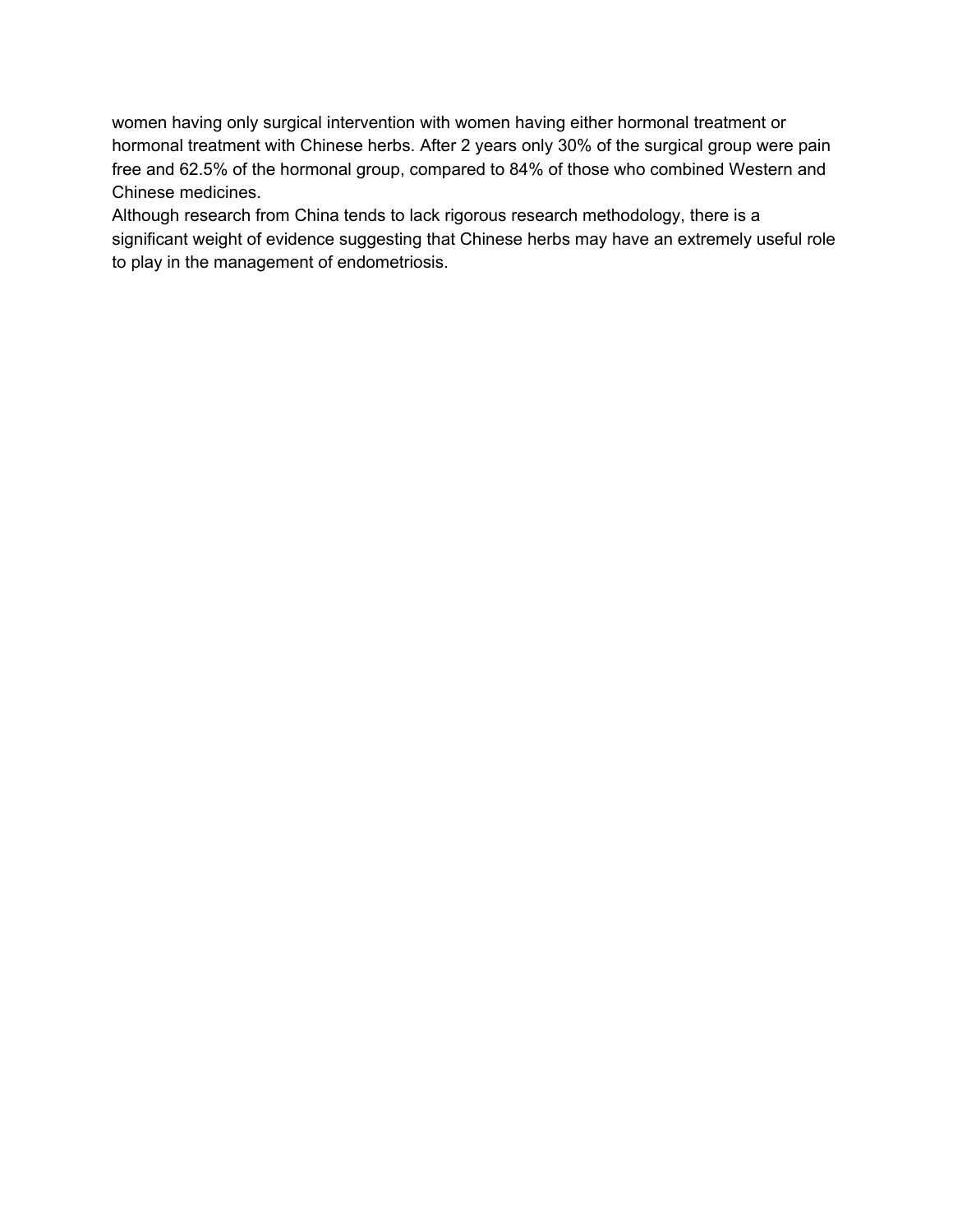women having only surgical intervention with women having either hormonal treatment or hormonal treatment with Chinese herbs. After 2 years only 30% of the surgical group were pain free and 62.5% of the hormonal group, compared to 84% of those who combined Western and Chinese medicines.

Although research from China tends to lack rigorous research methodology, there is a significant weight of evidence suggesting that Chinese herbs may have an extremely useful role to play in the management of endometriosis.